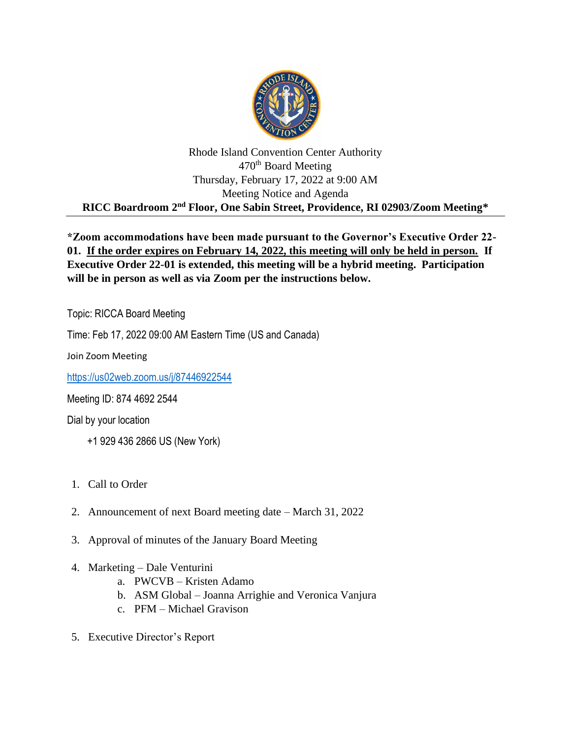Rhode Island Convention Center Authority
470th Board Meeting
Thursday, February 17, 2022 at 9:00 AM
Meeting Notice and Agenda

**RICC Boardroom 2nd Floor, One Sabin Street, Providence, RI 02903/Zoom Meeting***

***Zoom accommodations have been made pursuant to the Governor's Executive Order 22-01. If the order expires on February 14, 2022, this meeting will only be held in person. If Executive Order 22-01 is extended, this meeting will be a hybrid meeting. Participation will be in person as well as via Zoom per the instructions below.**

Topic: RICCA Board Meeting

Time: Feb 17, 2022 09:00 AM Eastern Time (US and Canada)

Join Zoom Meeting

https://us02web.zoom.us/j/87446922544

Meeting ID: 874 4692 2544

Dial by your location

+1 929 436 2866 US (New York)

1. Call to Order
2. Announcement of next Board meeting date – March 31, 2022
3. Approval of minutes of the January Board Meeting
4. Marketing – Dale Venturini
   a. PWCVB – Kristen Adamo
   b. ASM Global – Joanna Arrighie and Veronica Vanjura
   c. PFM – Michael Gravison
5. Executive Director's Report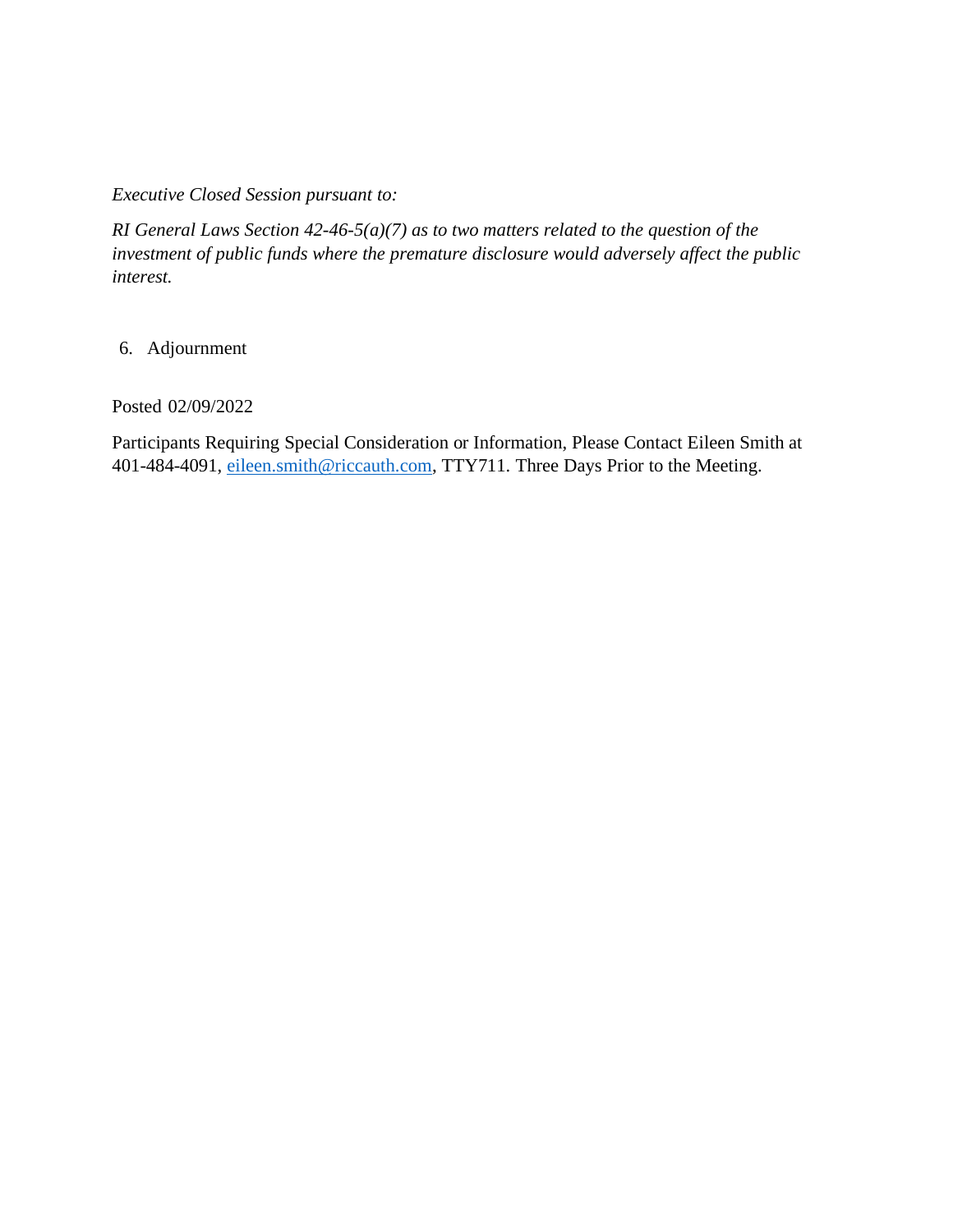*Executive Closed Session pursuant to:*

*RI General Laws Section 42-46-5(a)(7) as to two matters related to the question of the investment of public funds where the premature disclosure would adversely affect the public interest.*

6. Adjournment

Posted 02/09/2022

Participants Requiring Special Consideration or Information, Please Contact Eileen Smith at 401-484-4091, eileen.smith@riccauth.com, TTY711. Three Days Prior to the Meeting.